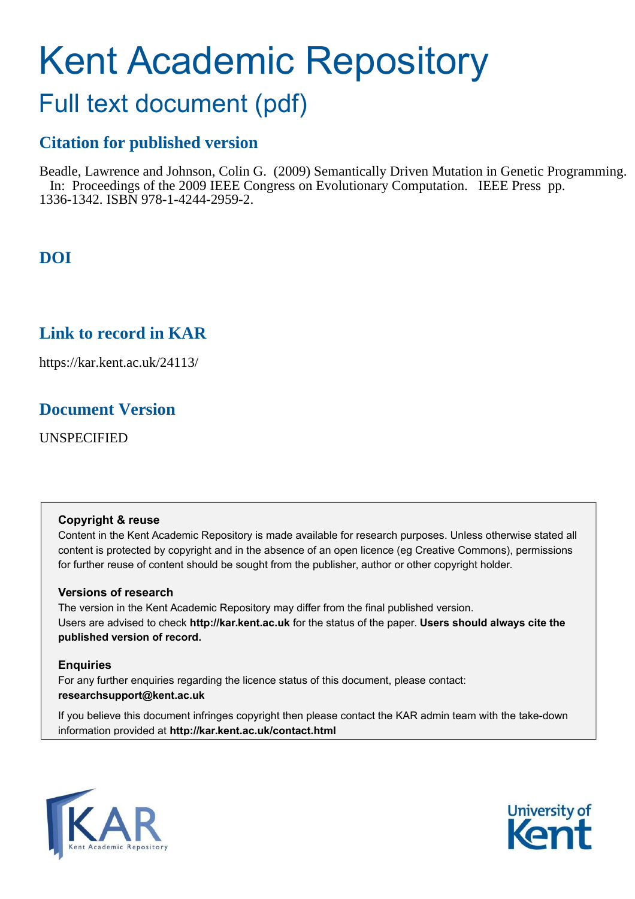# Kent Academic Repository

## Full text document (pdf)

### Citation for published version

Beadle, Lawrence and Johnson, Colin G. (2009) Semantically Driven Mutation in Genetic Programming. In: Proceedings of the 2009 IEEE Congress on Evolutionary Computation. IEEE Press pp. 1336-1342. ISBN 978-1-4244-2959-2.

### DOI

### Link to record in KAR

https://kar.kent.ac.uk/24113/

### Document Version

UNSPECIFIED

**Copyright & reuse**

Content in the Kent Academic Repository is made available for research purposes. Unless otherwise stated all content is protected by copyright and in the absence of an open licence (eg Creative Commons), permissions for further reuse of content should be sought from the publisher, author or other copyright holder.

**Versions of research**

The version in the Kent Academic Repository may differ from the final published version. Users are advised to check **http://kar.kent.ac.uk** for the status of the paper. **Users should always cite the published version of record.**

**Enquiries**

For any further enquiries regarding the licence status of this document, please contact: **researchsupport@kent.ac.uk**

If you believe this document infringes copyright then please contact the KAR admin team with the take-down information provided at **http://kar.kent.ac.uk/contact.html**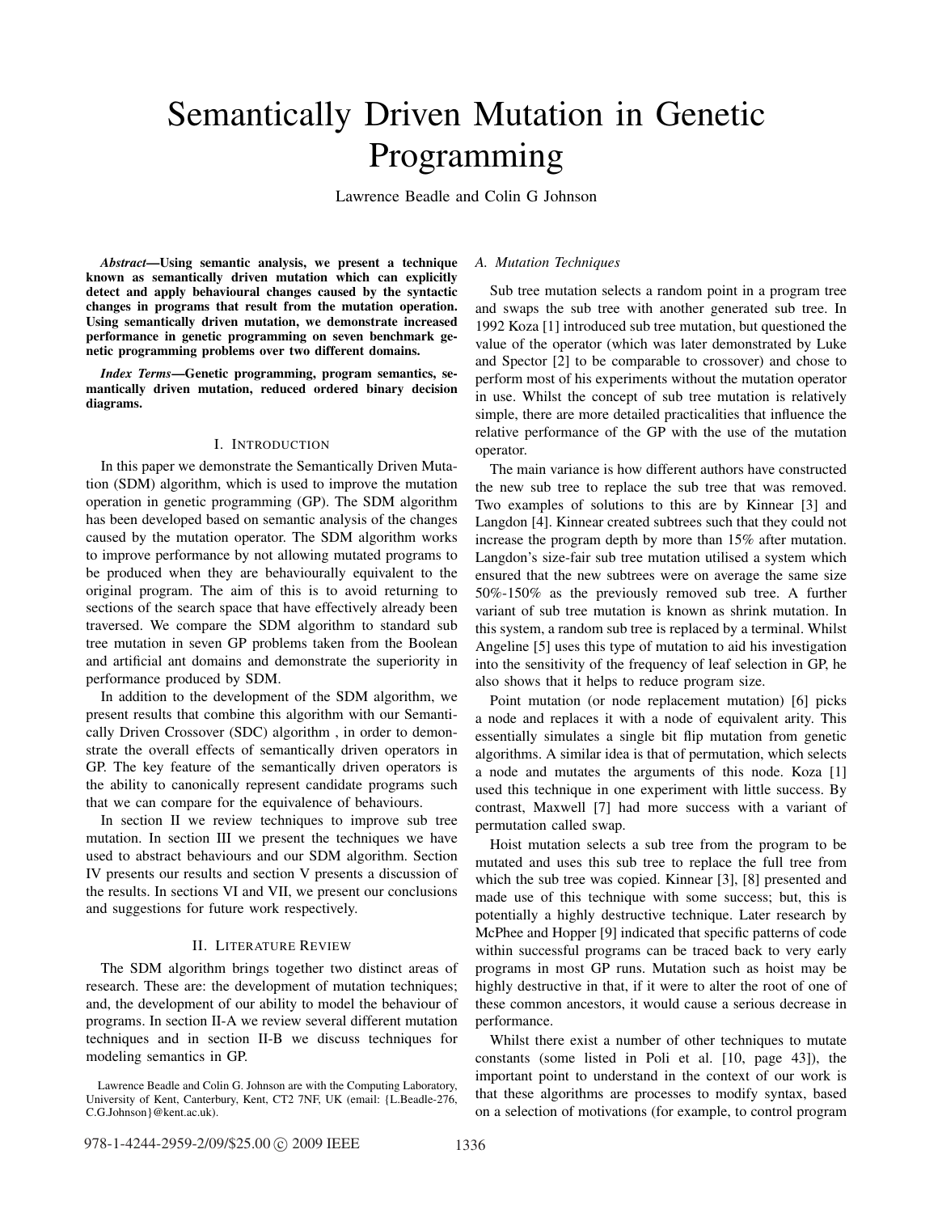# Semantically Driven Mutation in Genetic Programming

Lawrence Beadle and Colin G Johnson

***Abstract*—Using semantic analysis, we present a technique known as semantically driven mutation which can explicitly detect and apply behavioural changes caused by the syntactic changes in programs that result from the mutation operation. Using semantically driven mutation, we demonstrate increased performance in genetic programming on seven benchmark genetic programming problems over two different domains.**

***Index Terms*—Genetic programming, program semantics, semantically driven mutation, reduced ordered binary decision diagrams.**

## I. Introduction

In this paper we demonstrate the Semantically Driven Mutation (SDM) algorithm, which is used to improve the mutation operation in genetic programming (GP). The SDM algorithm has been developed based on semantic analysis of the changes caused by the mutation operator. The SDM algorithm works to improve performance by not allowing mutated programs to be produced when they are behaviourally equivalent to the original program. The aim of this is to avoid returning to sections of the search space that have effectively already been traversed. We compare the SDM algorithm to standard sub tree mutation in seven GP problems taken from the Boolean and artificial ant domains and demonstrate the superiority in performance produced by SDM.

In addition to the development of the SDM algorithm, we present results that combine this algorithm with our Semantically Driven Crossover (SDC) algorithm , in order to demonstrate the overall effects of semantically driven operators in GP. The key feature of the semantically driven operators is the ability to canonically represent candidate programs such that we can compare for the equivalence of behaviours.

In section II we review techniques to improve sub tree mutation. In section III we present the techniques we have used to abstract behaviours and our SDM algorithm. Section IV presents our results and section V presents a discussion of the results. In sections VI and VII, we present our conclusions and suggestions for future work respectively.

## II. Literature Review

The SDM algorithm brings together two distinct areas of research. These are: the development of mutation techniques; and, the development of our ability to model the behaviour of programs. In section II-A we review several different mutation techniques and in section II-B we discuss techniques for modeling semantics in GP.

Lawrence Beadle and Colin G. Johnson are with the Computing Laboratory, University of Kent, Canterbury, Kent, CT2 7NF, UK (email: {L.Beadle-276, C.G.Johnson}@kent.ac.uk).

### A. Mutation Techniques

Sub tree mutation selects a random point in a program tree and swaps the sub tree with another generated sub tree. In 1992 Koza [1] introduced sub tree mutation, but questioned the value of the operator (which was later demonstrated by Luke and Spector [2] to be comparable to crossover) and chose to perform most of his experiments without the mutation operator in use. Whilst the concept of sub tree mutation is relatively simple, there are more detailed practicalities that influence the relative performance of the GP with the use of the mutation operator.

The main variance is how different authors have constructed the new sub tree to replace the sub tree that was removed. Two examples of solutions to this are by Kinnear [3] and Langdon [4]. Kinnear created subtrees such that they could not increase the program depth by more than 15% after mutation. Langdon's size-fair sub tree mutation utilised a system which ensured that the new subtrees were on average the same size 50%-150% as the previously removed sub tree. A further variant of sub tree mutation is known as shrink mutation. In this system, a random sub tree is replaced by a terminal. Whilst Angeline [5] uses this type of mutation to aid his investigation into the sensitivity of the frequency of leaf selection in GP, he also shows that it helps to reduce program size.

Point mutation (or node replacement mutation) [6] picks a node and replaces it with a node of equivalent arity. This essentially simulates a single bit flip mutation from genetic algorithms. A similar idea is that of permutation, which selects a node and mutates the arguments of this node. Koza [1] used this technique in one experiment with little success. By contrast, Maxwell [7] had more success with a variant of permutation called swap.

Hoist mutation selects a sub tree from the program to be mutated and uses this sub tree to replace the full tree from which the sub tree was copied. Kinnear [3], [8] presented and made use of this technique with some success; but, this is potentially a highly destructive technique. Later research by McPhee and Hopper [9] indicated that specific patterns of code within successful programs can be traced back to very early programs in most GP runs. Mutation such as hoist may be highly destructive in that, if it were to alter the root of one of these common ancestors, it would cause a serious decrease in performance.

Whilst there exist a number of other techniques to mutate constants (some listed in Poli et al. [10, page 43]), the important point to understand in the context of our work is that these algorithms are processes to modify syntax, based on a selection of motivations (for example, to control program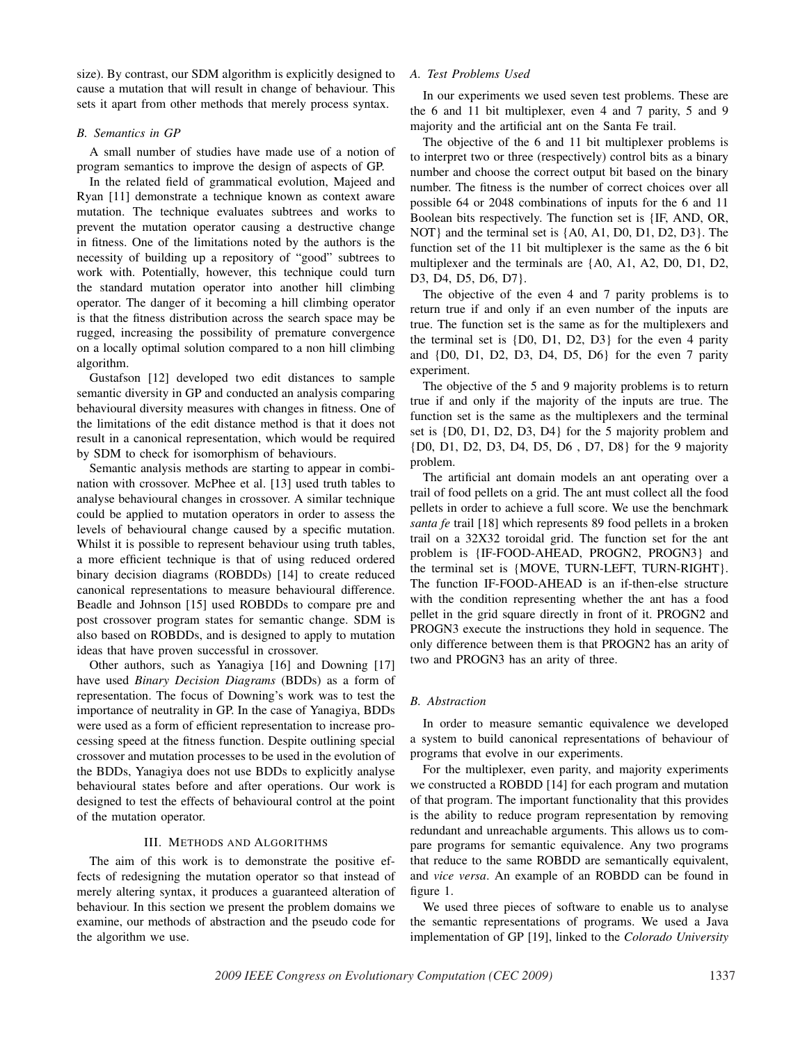size). By contrast, our SDM algorithm is explicitly designed to cause a mutation that will result in change of behaviour. This sets it apart from other methods that merely process syntax.

### B. Semantics in GP

A small number of studies have made use of a notion of program semantics to improve the design of aspects of GP.

In the related field of grammatical evolution, Majeed and Ryan [11] demonstrate a technique known as context aware mutation. The technique evaluates subtrees and works to prevent the mutation operator causing a destructive change in fitness. One of the limitations noted by the authors is the necessity of building up a repository of "good" subtrees to work with. Potentially, however, this technique could turn the standard mutation operator into another hill climbing operator. The danger of it becoming a hill climbing operator is that the fitness distribution across the search space may be rugged, increasing the possibility of premature convergence on a locally optimal solution compared to a non hill climbing algorithm.

Gustafson [12] developed two edit distances to sample semantic diversity in GP and conducted an analysis comparing behavioural diversity measures with changes in fitness. One of the limitations of the edit distance method is that it does not result in a canonical representation, which would be required by SDM to check for isomorphism of behaviours.

Semantic analysis methods are starting to appear in combination with crossover. McPhee et al. [13] used truth tables to analyse behavioural changes in crossover. A similar technique could be applied to mutation operators in order to assess the levels of behavioural change caused by a specific mutation. Whilst it is possible to represent behaviour using truth tables, a more efficient technique is that of using reduced ordered binary decision diagrams (ROBDDs) [14] to create reduced canonical representations to measure behavioural difference. Beadle and Johnson [15] used ROBDDs to compare pre and post crossover program states for semantic change. SDM is also based on ROBDDs, and is designed to apply to mutation ideas that have proven successful in crossover.

Other authors, such as Yanagiya [16] and Downing [17] have used *Binary Decision Diagrams* (BDDs) as a form of representation. The focus of Downing's work was to test the importance of neutrality in GP. In the case of Yanagiya, BDDs were used as a form of efficient representation to increase processing speed at the fitness function. Despite outlining special crossover and mutation processes to be used in the evolution of the BDDs, Yanagiya does not use BDDs to explicitly analyse behavioural states before and after operations. Our work is designed to test the effects of behavioural control at the point of the mutation operator.

## III. Methods and Algorithms

The aim of this work is to demonstrate the positive effects of redesigning the mutation operator so that instead of merely altering syntax, it produces a guaranteed alteration of behaviour. In this section we present the problem domains we examine, our methods of abstraction and the pseudo code for the algorithm we use.

### A. Test Problems Used

In our experiments we used seven test problems. These are the 6 and 11 bit multiplexer, even 4 and 7 parity, 5 and 9 majority and the artificial ant on the Santa Fe trail.

The objective of the 6 and 11 bit multiplexer problems is to interpret two or three (respectively) control bits as a binary number and choose the correct output bit based on the binary number. The fitness is the number of correct choices over all possible 64 or 2048 combinations of inputs for the 6 and 11 Boolean bits respectively. The function set is {IF, AND, OR, NOT} and the terminal set is {A0, A1, D0, D1, D2, D3}. The function set of the 11 bit multiplexer is the same as the 6 bit multiplexer and the terminals are {A0, A1, A2, D0, D1, D2, D3, D4, D5, D6, D7}.

The objective of the even 4 and 7 parity problems is to return true if and only if an even number of the inputs are true. The function set is the same as for the multiplexers and the terminal set is {D0, D1, D2, D3} for the even 4 parity and {D0, D1, D2, D3, D4, D5, D6} for the even 7 parity experiment.

The objective of the 5 and 9 majority problems is to return true if and only if the majority of the inputs are true. The function set is the same as the multiplexers and the terminal set is {D0, D1, D2, D3, D4} for the 5 majority problem and {D0, D1, D2, D3, D4, D5, D6 , D7, D8} for the 9 majority problem.

The artificial ant domain models an ant operating over a trail of food pellets on a grid. The ant must collect all the food pellets in order to achieve a full score. We use the benchmark *santa fe* trail [18] which represents 89 food pellets in a broken trail on a 32X32 toroidal grid. The function set for the ant problem is {IF-FOOD-AHEAD, PROGN2, PROGN3} and the terminal set is {MOVE, TURN-LEFT, TURN-RIGHT}. The function IF-FOOD-AHEAD is an if-then-else structure with the condition representing whether the ant has a food pellet in the grid square directly in front of it. PROGN2 and PROGN3 execute the instructions they hold in sequence. The only difference between them is that PROGN2 has an arity of two and PROGN3 has an arity of three.

### B. Abstraction

In order to measure semantic equivalence we developed a system to build canonical representations of behaviour of programs that evolve in our experiments.

For the multiplexer, even parity, and majority experiments we constructed a ROBDD [14] for each program and mutation of that program. The important functionality that this provides is the ability to reduce program representation by removing redundant and unreachable arguments. This allows us to compare programs for semantic equivalence. Any two programs that reduce to the same ROBDD are semantically equivalent, and *vice versa*. An example of an ROBDD can be found in figure 1.

We used three pieces of software to enable us to analyse the semantic representations of programs. We used a Java implementation of GP [19], linked to the *Colorado University*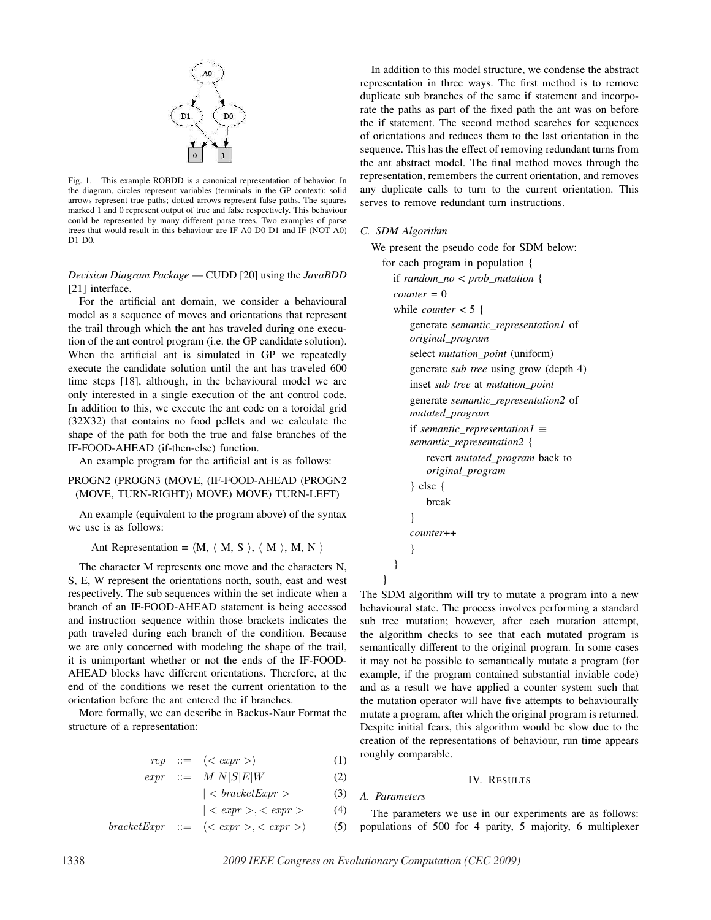Fig. 1. This example ROBDD is a canonical representation of behavior. In the diagram, circles represent variables (terminals in the GP context); solid arrows represent true paths; dotted arrows represent false paths. The squares marked 1 and 0 represent output of true and false respectively. This behaviour could be represented by many different parse trees. Two examples of parse trees that would result in this behaviour are IF A0 D0 D1 and IF (NOT A0) D1 D0.

*Decision Diagram Package* — CUDD [20] using the *JavaBDD* [21] interface.

For the artificial ant domain, we consider a behavioural model as a sequence of moves and orientations that represent the trail through which the ant has traveled during one execution of the ant control program (i.e. the GP candidate solution). When the artificial ant is simulated in GP we repeatedly execute the candidate solution until the ant has traveled 600 time steps [18], although, in the behavioural model we are only interested in a single execution of the ant control code. In addition to this, we execute the ant code on a toroidal grid (32X32) that contains no food pellets and we calculate the shape of the path for both the true and false branches of the IF-FOOD-AHEAD (if-then-else) function.

An example program for the artificial ant is as follows:

PROGN2 (PROGN3 (MOVE, (IF-FOOD-AHEAD (PROGN2 (MOVE, TURN-RIGHT)) MOVE) MOVE) TURN-LEFT)

An example (equivalent to the program above) of the syntax we use is as follows:

Ant Representation = ⟨M, ⟨ M, S ⟩, ⟨ M ⟩, M, N ⟩

The character M represents one move and the characters N, S, E, W represent the orientations north, south, east and west respectively. The sub sequences within the set indicate when a branch of an IF-FOOD-AHEAD statement is being accessed and instruction sequence within those brackets indicates the path traveled during each branch of the condition. Because we are only concerned with modeling the shape of the trail, it is unimportant whether or not the ends of the IF-FOOD-AHEAD blocks have different orientations. Therefore, at the end of the conditions we reset the current orientation to the orientation before the ant entered the if branches.

More formally, we can describe in Backus-Naur Format the structure of a representation:

$$rep \ ::= \ \langle < expr > \rangle \quad (1)$$

$$expr \ ::= \ M|N|S|E|W \quad (2)$$

$$| < bracketExpr > \quad (3)$$

$$| < expr >, < expr > \quad (4)$$

$$bracketExpr \ ::= \ \langle < expr >, < expr > \rangle \quad (5)$$

In addition to this model structure, we condense the abstract representation in three ways. The first method is to remove duplicate sub branches of the same if statement and incorporate the paths as part of the fixed path the ant was on before the if statement. The second method searches for sequences of orientations and reduces them to the last orientation in the sequence. This has the effect of removing redundant turns from the ant abstract model. The final method moves through the representation, remembers the current orientation, and removes any duplicate calls to turn to the current orientation. This serves to remove redundant turn instructions.

### C. SDM Algorithm

We present the pseudo code for SDM below:

```
for each program in population {
  if random_no < prob_mutation {
  counter = 0
  while counter < 5 {
     generate semantic_representation1 of
     original_program
     select mutation_point (uniform)
     generate sub tree using grow (depth 4)
     inset sub tree at mutation_point
     generate semantic_representation2 of
     mutated_program
     if semantic_representation1 ≡
     semantic_representation2 {
        revert mutated_program back to
        original_program
     } else {
        break
     }
     counter++
     }
  }
}
```

The SDM algorithm will try to mutate a program into a new behavioural state. The process involves performing a standard sub tree mutation; however, after each mutation attempt, the algorithm checks to see that each mutated program is semantically different to the original program. In some cases it may not be possible to semantically mutate a program (for example, if the program contained substantial inviable code) and as a result we have applied a counter system such that the mutation operator will have five attempts to behaviourally mutate a program, after which the original program is returned. Despite initial fears, this algorithm would be slow due to the creation of the representations of behaviour, run time appears roughly comparable.

## IV. Results

### A. Parameters

The parameters we use in our experiments are as follows: populations of 500 for 4 parity, 5 majority, 6 multiplexer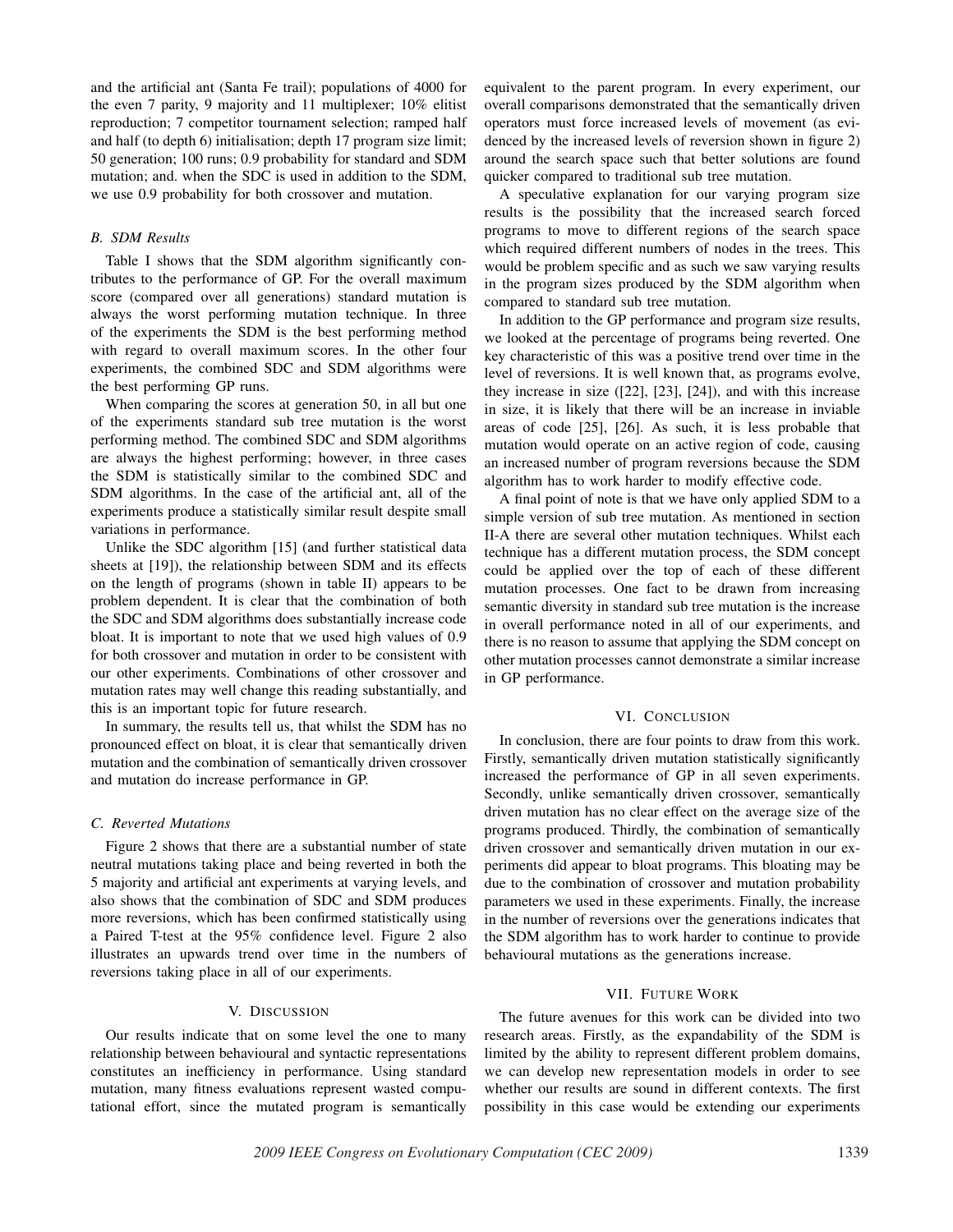and the artificial ant (Santa Fe trail); populations of 4000 for the even 7 parity, 9 majority and 11 multiplexer; 10% elitist reproduction; 7 competitor tournament selection; ramped half and half (to depth 6) initialisation; depth 17 program size limit; 50 generation; 100 runs; 0.9 probability for standard and SDM mutation; and. when the SDC is used in addition to the SDM, we use 0.9 probability for both crossover and mutation.

### B. SDM Results

Table I shows that the SDM algorithm significantly contributes to the performance of GP. For the overall maximum score (compared over all generations) standard mutation is always the worst performing mutation technique. In three of the experiments the SDM is the best performing method with regard to overall maximum scores. In the other four experiments, the combined SDC and SDM algorithms were the best performing GP runs.

When comparing the scores at generation 50, in all but one of the experiments standard sub tree mutation is the worst performing method. The combined SDC and SDM algorithms are always the highest performing; however, in three cases the SDM is statistically similar to the combined SDC and SDM algorithms. In the case of the artificial ant, all of the experiments produce a statistically similar result despite small variations in performance.

Unlike the SDC algorithm [15] (and further statistical data sheets at [19]), the relationship between SDM and its effects on the length of programs (shown in table II) appears to be problem dependent. It is clear that the combination of both the SDC and SDM algorithms does substantially increase code bloat. It is important to note that we used high values of 0.9 for both crossover and mutation in order to be consistent with our other experiments. Combinations of other crossover and mutation rates may well change this reading substantially, and this is an important topic for future research.

In summary, the results tell us, that whilst the SDM has no pronounced effect on bloat, it is clear that semantically driven mutation and the combination of semantically driven crossover and mutation do increase performance in GP.

### C. Reverted Mutations

Figure 2 shows that there are a substantial number of state neutral mutations taking place and being reverted in both the 5 majority and artificial ant experiments at varying levels, and also shows that the combination of SDC and SDM produces more reversions, which has been confirmed statistically using a Paired T-test at the 95% confidence level. Figure 2 also illustrates an upwards trend over time in the numbers of reversions taking place in all of our experiments.

## V. Discussion

Our results indicate that on some level the one to many relationship between behavioural and syntactic representations constitutes an inefficiency in performance. Using standard mutation, many fitness evaluations represent wasted computational effort, since the mutated program is semantically equivalent to the parent program. In every experiment, our overall comparisons demonstrated that the semantically driven operators must force increased levels of movement (as evidenced by the increased levels of reversion shown in figure 2) around the search space such that better solutions are found quicker compared to traditional sub tree mutation.

A speculative explanation for our varying program size results is the possibility that the increased search forced programs to move to different regions of the search space which required different numbers of nodes in the trees. This would be problem specific and as such we saw varying results in the program sizes produced by the SDM algorithm when compared to standard sub tree mutation.

In addition to the GP performance and program size results, we looked at the percentage of programs being reverted. One key characteristic of this was a positive trend over time in the level of reversions. It is well known that, as programs evolve, they increase in size ([22], [23], [24]), and with this increase in size, it is likely that there will be an increase in inviable areas of code [25], [26]. As such, it is less probable that mutation would operate on an active region of code, causing an increased number of program reversions because the SDM algorithm has to work harder to modify effective code.

A final point of note is that we have only applied SDM to a simple version of sub tree mutation. As mentioned in section II-A there are several other mutation techniques. Whilst each technique has a different mutation process, the SDM concept could be applied over the top of each of these different mutation processes. One fact to be drawn from increasing semantic diversity in standard sub tree mutation is the increase in overall performance noted in all of our experiments, and there is no reason to assume that applying the SDM concept on other mutation processes cannot demonstrate a similar increase in GP performance.

## VI. Conclusion

In conclusion, there are four points to draw from this work. Firstly, semantically driven mutation statistically significantly increased the performance of GP in all seven experiments. Secondly, unlike semantically driven crossover, semantically driven mutation has no clear effect on the average size of the programs produced. Thirdly, the combination of semantically driven crossover and semantically driven mutation in our experiments did appear to bloat programs. This bloating may be due to the combination of crossover and mutation probability parameters we used in these experiments. Finally, the increase in the number of reversions over the generations indicates that the SDM algorithm has to work harder to continue to provide behavioural mutations as the generations increase.

## VII. Future Work

The future avenues for this work can be divided into two research areas. Firstly, as the expandability of the SDM is limited by the ability to represent different problem domains, we can develop new representation models in order to see whether our results are sound in different contexts. The first possibility in this case would be extending our experiments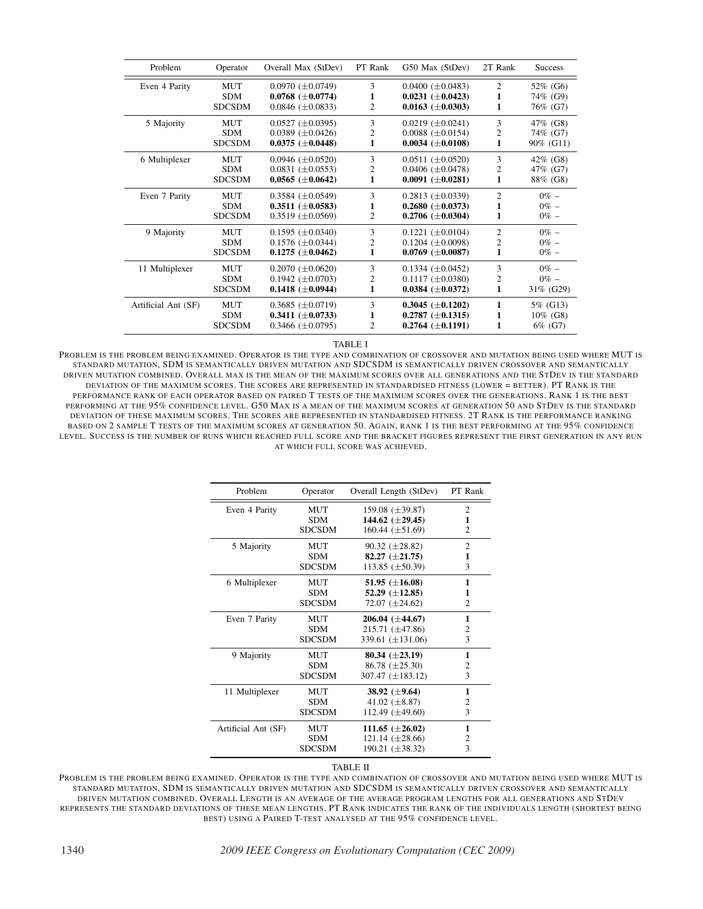| Problem | Operator | Overall Max (StDev) | PT Rank | G50 Max (StDev) | 2T Rank | Success |
|---|---|---|---|---|---|---|
| Even 4 Parity | MUT | 0.0970 (±0.0749) | 3 | 0.0400 (±0.0483) | 2 | 52% (G6) |
| | SDM | **0.0768 (±0.0774)** | **1** | **0.0231 (±0.0423)** | **1** | 74% (G9) |
| | SDCSDM | 0.0846 (±0.0833) | 2 | **0.0163 (±0.0303)** | **1** | 76% (G7) |
| 5 Majority | MUT | 0.0527 (±0.0395) | 3 | 0.0219 (±0.0241) | 3 | 47% (G8) |
| | SDM | 0.0389 (±0.0426) | 2 | 0.0088 (±0.0154) | 2 | 74% (G7) |
| | SDCSDM | **0.0375 (±0.0448)** | **1** | **0.0034 (±0.0108)** | **1** | 90% (G11) |
| 6 Multiplexer | MUT | 0.0946 (±0.0520) | 3 | 0.0511 (±0.0520) | 3 | 42% (G8) |
| | SDM | 0.0831 (±0.0553) | 2 | 0.0406 (±0.0478) | 2 | 47% (G7) |
| | SDCSDM | **0.0565 (±0.0642)** | **1** | **0.0091 (±0.0281)** | **1** | 88% (G8) |
| Even 7 Parity | MUT | 0.3584 (±0.0549) | 3 | 0.2813 (±0.0339) | 2 | 0% – |
| | SDM | **0.3511 (±0.0583)** | **1** | **0.2680 (±0.0373)** | **1** | 0% – |
| | SDCSDM | 0.3519 (±0.0569) | 2 | **0.2706 (±0.0304)** | **1** | 0% – |
| 9 Majority | MUT | 0.1595 (±0.0340) | 3 | 0.1221 (±0.0104) | 2 | 0% – |
| | SDM | 0.1576 (±0.0344) | 2 | 0.1204 (±0.0098) | 2 | 0% – |
| | SDCSDM | **0.1275 (±0.0462)** | **1** | **0.0769 (±0.0087)** | **1** | 0% – |
| 11 Multiplexer | MUT | 0.2070 (±0.0620) | 3 | 0.1334 (±0.0452) | 3 | 0% – |
| | SDM | 0.1942 (±0.0703) | 2 | 0.1117 (±0.0380) | 2 | 0% – |
| | SDCSDM | **0.1418 (±0.0944)** | **1** | **0.0384 (±0.0372)** | **1** | 31% (G29) |
| Artificial Ant (SF) | MUT | 0.3685 (±0.0719) | 3 | **0.3045 (±0.1202)** | **1** | 5% (G13) |
| | SDM | **0.3411 (±0.0733)** | **1** | **0.2787 (±0.1315)** | **1** | 10% (G8) |
| | SDCSDM | 0.3466 (±0.0795) | 2 | **0.2764 (±0.1191)** | **1** | 6% (G7) |

TABLE I

PROBLEM IS THE PROBLEM BEING EXAMINED. OPERATOR IS THE TYPE AND COMBINATION OF CROSSOVER AND MUTATION BEING USED WHERE MUT IS STANDARD MUTATION, SDM IS SEMANTICALLY DRIVEN MUTATION AND SDCSDM IS SEMANTICALLY DRIVEN CROSSOVER AND SEMANTICALLY DRIVEN MUTATION COMBINED. OVERALL MAX IS THE MEAN OF THE MAXIMUM SCORES OVER ALL GENERATIONS AND THE STDEV IS THE STANDARD DEVIATION OF THE MAXIMUM SCORES. THE SCORES ARE REPRESENTED IN STANDARDISED FITNESS (LOWER = BETTER). PT RANK IS THE PERFORMANCE RANK OF EACH OPERATOR BASED ON PAIRED T TESTS OF THE MAXIMUM SCORES OVER THE GENERATIONS. RANK 1 IS THE BEST PERFORMING AT THE 95% CONFIDENCE LEVEL. G50 MAX IS A MEAN OF THE MAXIMUM SCORES AT GENERATION 50 AND STDEV IS THE STANDARD DEVIATION OF THESE MAXIMUM SCORES. THE SCORES ARE REPRESENTED IN STANDARDISED FITNESS. 2T RANK IS THE PERFORMANCE RANKING BASED ON 2 SAMPLE T TESTS OF THE MAXIMUM SCORES AT GENERATION 50. AGAIN, RANK 1 IS THE BEST PERFORMING AT THE 95% CONFIDENCE LEVEL. SUCCESS IS THE NUMBER OF RUNS WHICH REACHED FULL SCORE AND THE BRACKET FIGURES REPRESENT THE FIRST GENERATION IN ANY RUN AT WHICH FULL SCORE WAS ACHIEVED.

| Problem | Operator | Overall Length (StDev) | PT Rank |
|---|---|---|---|
| Even 4 Parity | MUT | 159.08 (±39.87) | 2 |
| | SDM | **144.62 (±29.45)** | **1** |
| | SDCSDM | 160.44 (±51.69) | 2 |
| 5 Majority | MUT | 90.32 (±28.82) | 2 |
| | SDM | **82.27 (±21.75)** | **1** |
| | SDCSDM | 113.85 (±50.39) | 3 |
| 6 Multiplexer | MUT | **51.95 (±16.08)** | **1** |
| | SDM | **52.29 (±12.85)** | **1** |
| | SDCSDM | 72.07 (±24.62) | 2 |
| Even 7 Parity | MUT | **206.04 (±44.67)** | **1** |
| | SDM | 215.71 (±47.86) | 2 |
| | SDCSDM | 339.61 (±131.06) | 3 |
| 9 Majority | MUT | **80.34 (±23.19)** | **1** |
| | SDM | 86.78 (±25.30) | 2 |
| | SDCSDM | 307.47 (±183.12) | 3 |
| 11 Multiplexer | MUT | **38.92 (±9.64)** | **1** |
| | SDM | 41.02 (±8.87) | 2 |
| | SDCSDM | 112.49 (±49.60) | 3 |
| Artificial Ant (SF) | MUT | **111.65 (±26.02)** | **1** |
| | SDM | 121.14 (±28.66) | 2 |
| | SDCSDM | 190.21 (±38.32) | 3 |

TABLE II

PROBLEM IS THE PROBLEM BEING EXAMINED. OPERATOR IS THE TYPE AND COMBINATION OF CROSSOVER AND MUTATION BEING USED WHERE MUT IS STANDARD MUTATION, SDM IS SEMANTICALLY DRIVEN MUTATION AND SDCSDM IS SEMANTICALLY DRIVEN CROSSOVER AND SEMANTICALLY DRIVEN MUTATION COMBINED. OVERALL LENGTH IS AN AVERAGE OF THE AVERAGE PROGRAM LENGTHS FOR ALL GENERATIONS AND STDEV REPRESENTS THE STANDARD DEVIATIONS OF THESE MEAN LENGTHS. PT RANK INDICATES THE RANK OF THE INDIVIDUALS LENGTH (SHORTEST BEING BEST) USING A PAIRED T-TEST ANALYSED AT THE 95% CONFIDENCE LEVEL.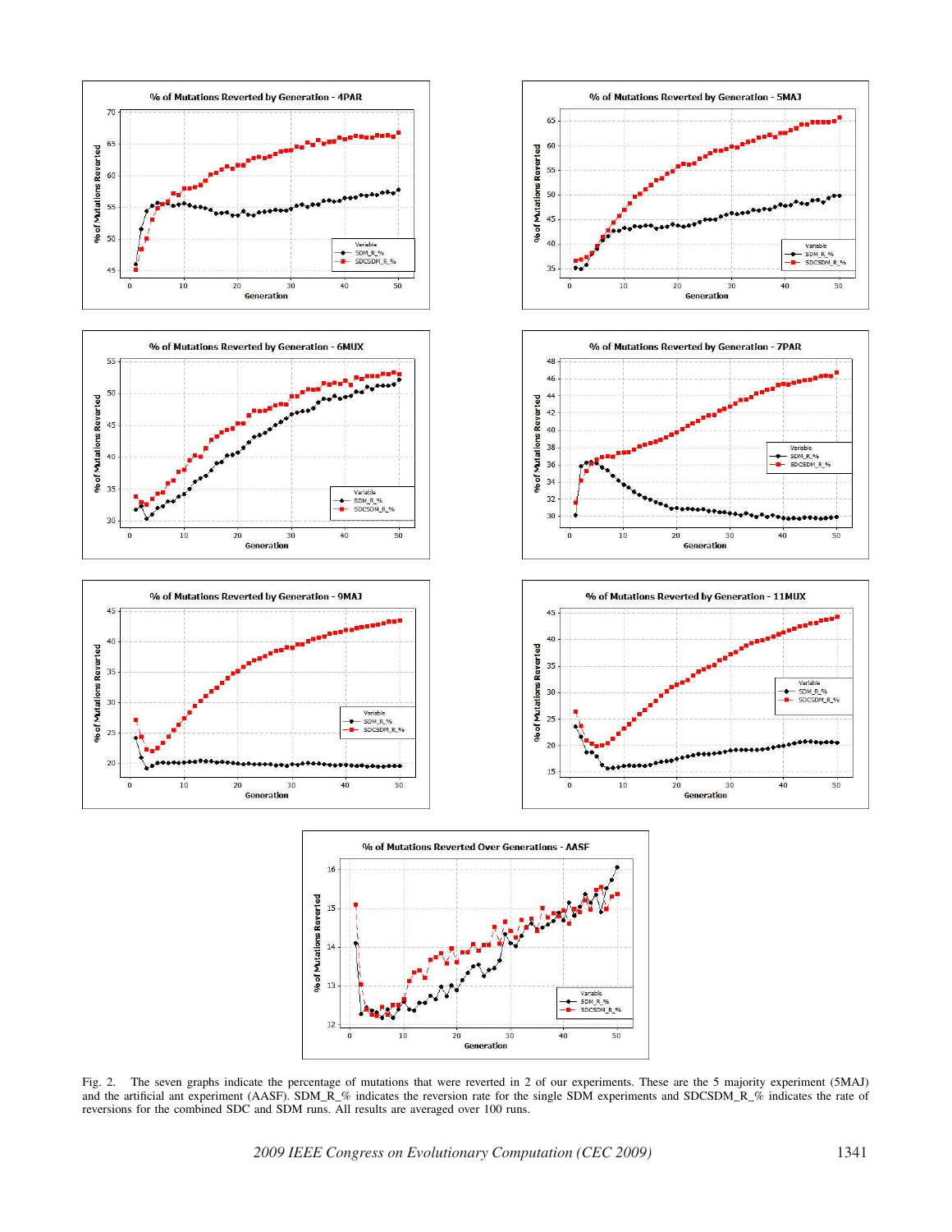Fig. 2. The seven graphs indicate the percentage of mutations that were reverted in 2 of our experiments. These are the 5 majority experiment (5MAJ) and the artificial ant experiment (AASF). SDM_R_% indicates the reversion rate for the single SDM experiments and SDCSDM_R_% indicates the rate of reversions for the combined SDC and SDM runs. All results are averaged over 100 runs.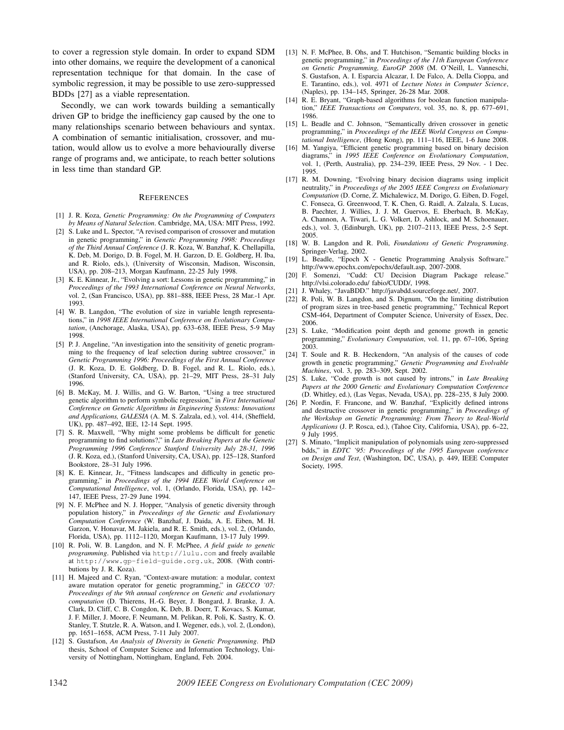to cover a regression style domain. In order to expand SDM into other domains, we require the development of a canonical representation technique for that domain. In the case of symbolic regression, it may be possible to use zero-suppressed BDDs [27] as a viable representation.

Secondly, we can work towards building a semantically driven GP to bridge the inefficiency gap caused by the one to many relationships scenario between behaviours and syntax. A combination of semantic initialisation, crossover, and mutation, would allow us to evolve a more behaviourally diverse range of programs and, we anticipate, to reach better solutions in less time than standard GP.

## REFERENCES

[1] J. R. Koza, *Genetic Programming: On the Programming of Computers by Means of Natural Selection*. Cambridge, MA, USA: MIT Press, 1992.

[2] S. Luke and L. Spector, "A revised comparison of crossover and mutation in genetic programming," in *Genetic Programming 1998: Proceedings of the Third Annual Conference* (J. R. Koza, W. Banzhaf, K. Chellapilla, K. Deb, M. Dorigo, D. B. Fogel, M. H. Garzon, D. E. Goldberg, H. Iba, and R. Riolo, eds.), (University of Wisconsin, Madison, Wisconsin, USA), pp. 208–213, Morgan Kaufmann, 22-25 July 1998.

[3] K. E. Kinnear, Jr., "Evolving a sort: Lessons in genetic programming," in *Proceedings of the 1993 International Conference on Neural Networks*, vol. 2, (San Francisco, USA), pp. 881–888, IEEE Press, 28 Mar.-1 Apr. 1993.

[4] W. B. Langdon, "The evolution of size in variable length representations," in *1998 IEEE International Conference on Evolutionary Computation*, (Anchorage, Alaska, USA), pp. 633–638, IEEE Press, 5-9 May 1998.

[5] P. J. Angeline, "An investigation into the sensitivity of genetic programming to the frequency of leaf selection during subtree crossover," in *Genetic Programming 1996: Proceedings of the First Annual Conference* (J. R. Koza, D. E. Goldberg, D. B. Fogel, and R. L. Riolo, eds.), (Stanford University, CA, USA), pp. 21–29, MIT Press, 28–31 July 1996.

[6] B. McKay, M. J. Willis, and G. W. Barton, "Using a tree structured genetic algorithm to perform symbolic regression," in *First International Conference on Genetic Algorithms in Engineering Systems: Innovations and Applications, GALESIA* (A. M. S. Zalzala, ed.), vol. 414, (Sheffield, UK), pp. 487–492, IEE, 12-14 Sept. 1995.

[7] S. R. Maxwell, "Why might some problems be difficult for genetic programming to find solutions?," in *Late Breaking Papers at the Genetic Programming 1996 Conference Stanford University July 28-31, 1996* (J. R. Koza, ed.), (Stanford University, CA, USA), pp. 125–128, Stanford Bookstore, 28–31 July 1996.

[8] K. E. Kinnear, Jr., "Fitness landscapes and difficulty in genetic programming," in *Proceedings of the 1994 IEEE World Conference on Computational Intelligence*, vol. 1, (Orlando, Florida, USA), pp. 142–147, IEEE Press, 27-29 June 1994.

[9] N. F. McPhee and N. J. Hopper, "Analysis of genetic diversity through population history," in *Proceedings of the Genetic and Evolutionary Computation Conference* (W. Banzhaf, J. Daida, A. E. Eiben, M. H. Garzon, V. Honavar, M. Jakiela, and R. E. Smith, eds.), vol. 2, (Orlando, Florida, USA), pp. 1112–1120, Morgan Kaufmann, 13-17 July 1999.

[10] R. Poli, W. B. Langdon, and N. F. McPhee, *A field guide to genetic programming*. Published via `http://lulu.com` and freely available at `http://www.gp-field-guide.org.uk`, 2008. (With contributions by J. R. Koza).

[11] H. Majeed and C. Ryan, "Context-aware mutation: a modular, context aware mutation operator for genetic programming," in *GECCO '07: Proceedings of the 9th annual conference on Genetic and evolutionary computation* (D. Thierens, H.-G. Beyer, J. Bongard, J. Branke, J. A. Clark, D. Cliff, C. B. Congdon, K. Deb, B. Doerr, T. Kovacs, S. Kumar, J. F. Miller, J. Moore, F. Neumann, M. Pelikan, R. Poli, K. Sastry, K. O. Stanley, T. Stutzle, R. A. Watson, and I. Wegener, eds.), vol. 2, (London), pp. 1651–1658, ACM Press, 7-11 July 2007.

[12] S. Gustafson, *An Analysis of Diversity in Genetic Programming*. PhD thesis, School of Computer Science and Information Technology, University of Nottingham, Nottingham, England, Feb. 2004.

[13] N. F. McPhee, B. Ohs, and T. Hutchison, "Semantic building blocks in genetic programming," in *Proceedings of the 11th European Conference on Genetic Programming, EuroGP 2008* (M. O'Neill, L. Vanneschi, S. Gustafson, A. I. Esparcia Alcazar, I. De Falco, A. Della Cioppa, and E. Tarantino, eds.), vol. 4971 of *Lecture Notes in Computer Science*, (Naples), pp. 134–145, Springer, 26-28 Mar. 2008.

[14] R. E. Bryant, "Graph-based algorithms for boolean function manipulation," *IEEE Transactions on Computers*, vol. 35, no. 8, pp. 677–691, 1986.

[15] L. Beadle and C. Johnson, "Semantically driven crossover in genetic programming," in *Proceedings of the IEEE World Congress on Computational Intelligence*, (Hong Kong), pp. 111–116, IEEE, 1-6 June 2008.

[16] M. Yangiya, "Efficient genetic programming based on binary decision diagrams," in *1995 IEEE Conference on Evolutionary Computation*, vol. 1, (Perth, Australia), pp. 234–239, IEEE Press, 29 Nov. - 1 Dec. 1995.

[17] R. M. Downing, "Evolving binary decision diagrams using implicit neutrality," in *Proceedings of the 2005 IEEE Congress on Evolutionary Computation* (D. Corne, Z. Michalewicz, M. Dorigo, G. Eiben, D. Fogel, C. Fonseca, G. Greenwood, T. K. Chen, G. Raidl, A. Zalzala, S. Lucas, B. Paechter, J. Willies, J. J. M. Guervos, E. Eberbach, B. McKay, A. Channon, A. Tiwari, L. G. Volkert, D. Ashlock, and M. Schoenauer, eds.), vol. 3, (Edinburgh, UK), pp. 2107–2113, IEEE Press, 2-5 Sept. 2005.

[18] W. B. Langdon and R. Poli, *Foundations of Genetic Programming*. Springer-Verlag, 2002.

[19] L. Beadle, "Epoch X - Genetic Programming Analysis Software." http://www.epochx.com/epochx/default.asp, 2007-2008.

[20] F. Somenzi, "Cudd: CU Decision Diagram Package release." http://vlsi.colorado.edu/ fabio/CUDD/, 1998.

[21] J. Whaley, "JavaBDD." http://javabdd.sourceforge.net/, 2007.

[22] R. Poli, W. B. Langdon, and S. Dignum, "On the limiting distribution of program sizes in tree-based genetic programming," Technical Report CSM-464, Department of Computer Science, University of Essex, Dec. 2006.

[23] S. Luke, "Modification point depth and genome growth in genetic programming," *Evolutionary Computation*, vol. 11, pp. 67–106, Spring 2003.

[24] T. Soule and R. B. Heckendorn, "An analysis of the causes of code growth in genetic programming," *Genetic Programming and Evolvable Machines*, vol. 3, pp. 283–309, Sept. 2002.

[25] S. Luke, "Code growth is not caused by introns," in *Late Breaking Papers at the 2000 Genetic and Evolutionary Computation Conference* (D. Whitley, ed.), (Las Vegas, Nevada, USA), pp. 228–235, 8 July 2000.

[26] P. Nordin, F. Francone, and W. Banzhaf, "Explicitly defined introns and destructive crossover in genetic programming," in *Proceedings of the Workshop on Genetic Programming: From Theory to Real-World Applications* (J. P. Rosca, ed.), (Tahoe City, California, USA), pp. 6–22, 9 July 1995.

[27] S. Minato, "Implicit manipulation of polynomials using zero-suppressed bdds," in *EDTC '95: Proceedings of the 1995 European conference on Design and Test*, (Washington, DC, USA), p. 449, IEEE Computer Society, 1995.